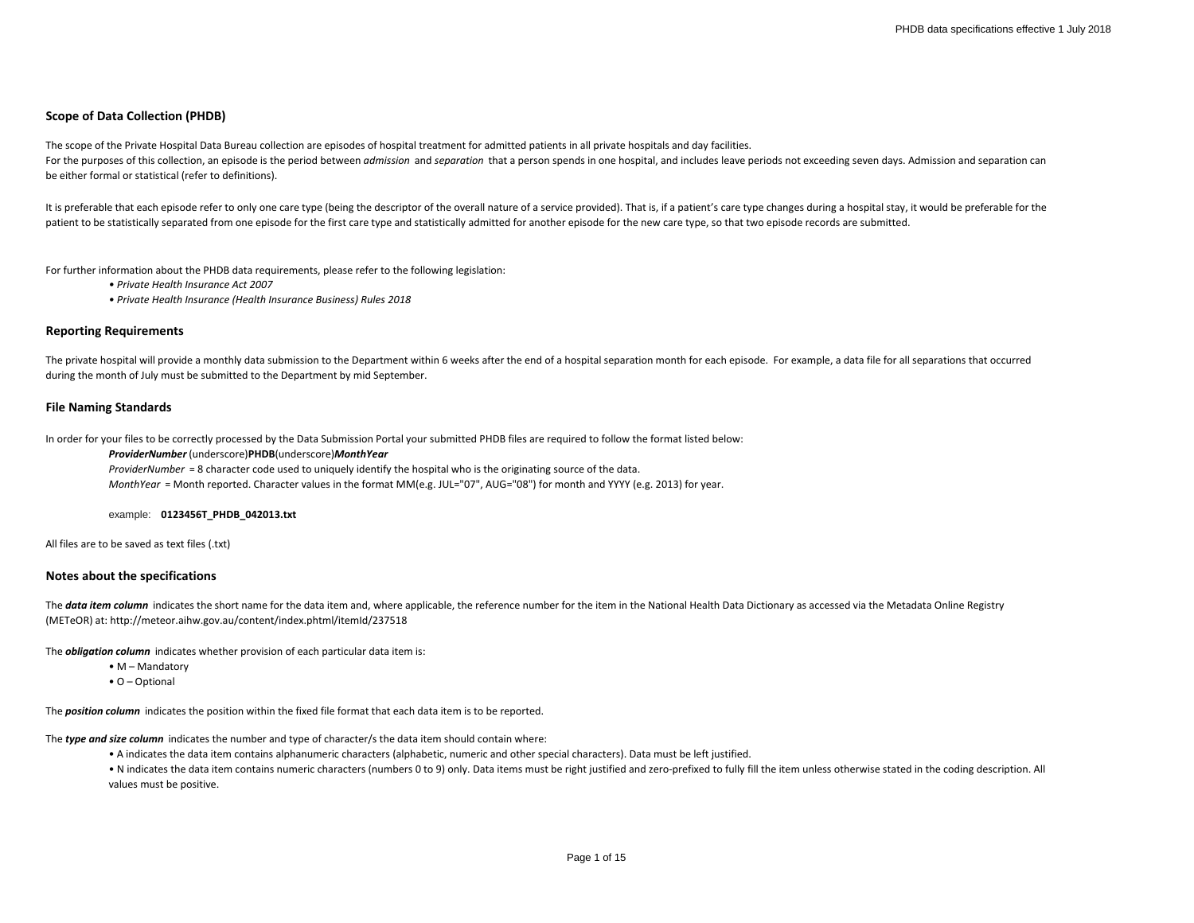### Scope of Data Collection (PHDB)

The scope of the Private Hospital Data Bureau collection are episodes of hospital treatment for admitted patients in all private hospitals and day facilities.
For the purposes of this collection, an episode is the period between *admission* and *separation* that a person spends in one hospital, and includes leave periods not exceeding seven days. Admission and separation can be either formal or statistical (refer to definitions).

It is preferable that each episode refer to only one care type (being the descriptor of the overall nature of a service provided). That is, if a patient's care type changes during a hospital stay, it would be preferable for the patient to be statistically separated from one episode for the first care type and statistically admitted for another episode for the new care type, so that two episode records are submitted.

For further information about the PHDB data requirements, please refer to the following legislation:

- *Private Health Insurance Act 2007*
- *Private Health Insurance (Health Insurance Business) Rules 2018*

### Reporting Requirements

The private hospital will provide a monthly data submission to the Department within 6 weeks after the end of a hospital separation month for each episode. For example, a data file for all separations that occurred during the month of July must be submitted to the Department by mid September.

### File Naming Standards

In order for your files to be correctly processed by the Data Submission Portal your submitted PHDB files are required to follow the format listed below:

***ProviderNumber*** (underscore)**PHDB**(underscore)***MonthYear***
*ProviderNumber* = 8 character code used to uniquely identify the hospital who is the originating source of the data.
*MonthYear* = Month reported. Character values in the format MM(e.g. JUL="07", AUG="08") for month and YYYY (e.g. 2013) for year.

example: **0123456T_PHDB_042013.txt**

All files are to be saved as text files (.txt)

### Notes about the specifications

The ***data item column*** indicates the short name for the data item and, where applicable, the reference number for the item in the National Health Data Dictionary as accessed via the Metadata Online Registry (METeOR) at: http://meteor.aihw.gov.au/content/index.phtml/itemId/237518

The ***obligation column*** indicates whether provision of each particular data item is:

- M – Mandatory
- O – Optional

The ***position column*** indicates the position within the fixed file format that each data item is to be reported.

The ***type and size column*** indicates the number and type of character/s the data item should contain where:

- A indicates the data item contains alphanumeric characters (alphabetic, numeric and other special characters). Data must be left justified.
- N indicates the data item contains numeric characters (numbers 0 to 9) only. Data items must be right justified and zero-prefixed to fully fill the item unless otherwise stated in the coding description. All values must be positive.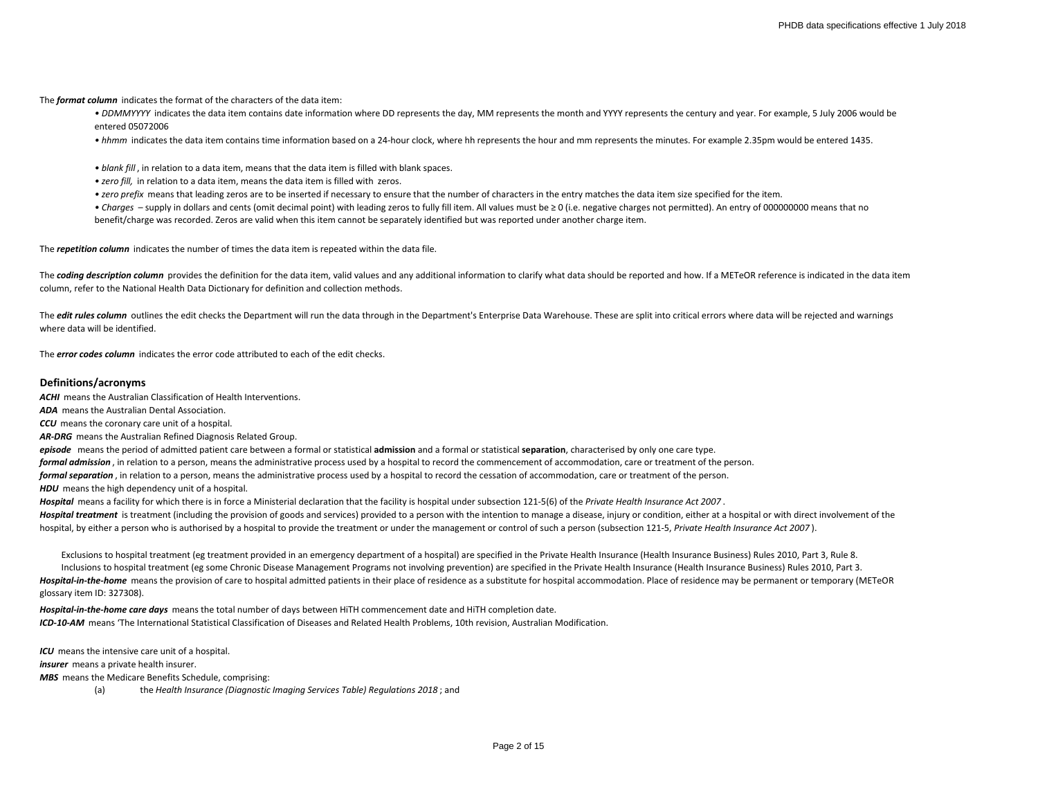The ***format column*** indicates the format of the characters of the data item:

- *DDMMYYYY* indicates the data item contains date information where DD represents the day, MM represents the month and YYYY represents the century and year. For example, 5 July 2006 would be entered 05072006
- *hhmm* indicates the data item contains time information based on a 24-hour clock, where hh represents the hour and mm represents the minutes. For example 2.35pm would be entered 1435.

- *blank fill*, in relation to a data item, means that the data item is filled with blank spaces.
- *zero fill,* in relation to a data item, means the data item is filled with zeros.
- *zero prefix* means that leading zeros are to be inserted if necessary to ensure that the number of characters in the entry matches the data item size specified for the item.
- *Charges* – supply in dollars and cents (omit decimal point) with leading zeros to fully fill item. All values must be ≥ 0 (i.e. negative charges not permitted). An entry of 000000000 means that no benefit/charge was recorded. Zeros are valid when this item cannot be separately identified but was reported under another charge item.

The ***repetition column*** indicates the number of times the data item is repeated within the data file.

The ***coding description column*** provides the definition for the data item, valid values and any additional information to clarify what data should be reported and how. If a METeOR reference is indicated in the data item column, refer to the National Health Data Dictionary for definition and collection methods.

The ***edit rules column*** outlines the edit checks the Department will run the data through in the Department's Enterprise Data Warehouse. These are split into critical errors where data will be rejected and warnings where data will be identified.

The ***error codes column*** indicates the error code attributed to each of the edit checks.

## Definitions/acronyms

***ACHI*** means the Australian Classification of Health Interventions.

***ADA*** means the Australian Dental Association.

***CCU*** means the coronary care unit of a hospital.

***AR-DRG*** means the Australian Refined Diagnosis Related Group.

***episode*** means the period of admitted patient care between a formal or statistical **admission** and a formal or statistical **separation**, characterised by only one care type.

***formal admission***, in relation to a person, means the administrative process used by a hospital to record the commencement of accommodation, care or treatment of the person.

***formal separation***, in relation to a person, means the administrative process used by a hospital to record the cessation of accommodation, care or treatment of the person.

***HDU*** means the high dependency unit of a hospital.

***Hospital*** means a facility for which there is in force a Ministerial declaration that the facility is hospital under subsection 121-5(6) of the *Private Health Insurance Act 2007*.

***Hospital treatment*** is treatment (including the provision of goods and services) provided to a person with the intention to manage a disease, injury or condition, either at a hospital or with direct involvement of the hospital, by either a person who is authorised by a hospital to provide the treatment or under the management or control of such a person (subsection 121-5, *Private Health Insurance Act 2007*).

Exclusions to hospital treatment (eg treatment provided in an emergency department of a hospital) are specified in the Private Health Insurance (Health Insurance Business) Rules 2010, Part 3, Rule 8.

Inclusions to hospital treatment (eg some Chronic Disease Management Programs not involving prevention) are specified in the Private Health Insurance (Health Insurance Business) Rules 2010, Part 3.

***Hospital-in-the-home*** means the provision of care to hospital admitted patients in their place of residence as a substitute for hospital accommodation. Place of residence may be permanent or temporary (METeOR glossary item ID: 327308).

***Hospital-in-the-home care days*** means the total number of days between HiTH commencement date and HiTH completion date.

***ICD-10-AM*** means 'The International Statistical Classification of Diseases and Related Health Problems, 10th revision, Australian Modification.

***ICU*** means the intensive care unit of a hospital.

***insurer*** means a private health insurer.

***MBS*** means the Medicare Benefits Schedule, comprising:

(a) the *Health Insurance (Diagnostic Imaging Services Table) Regulations 2018*; and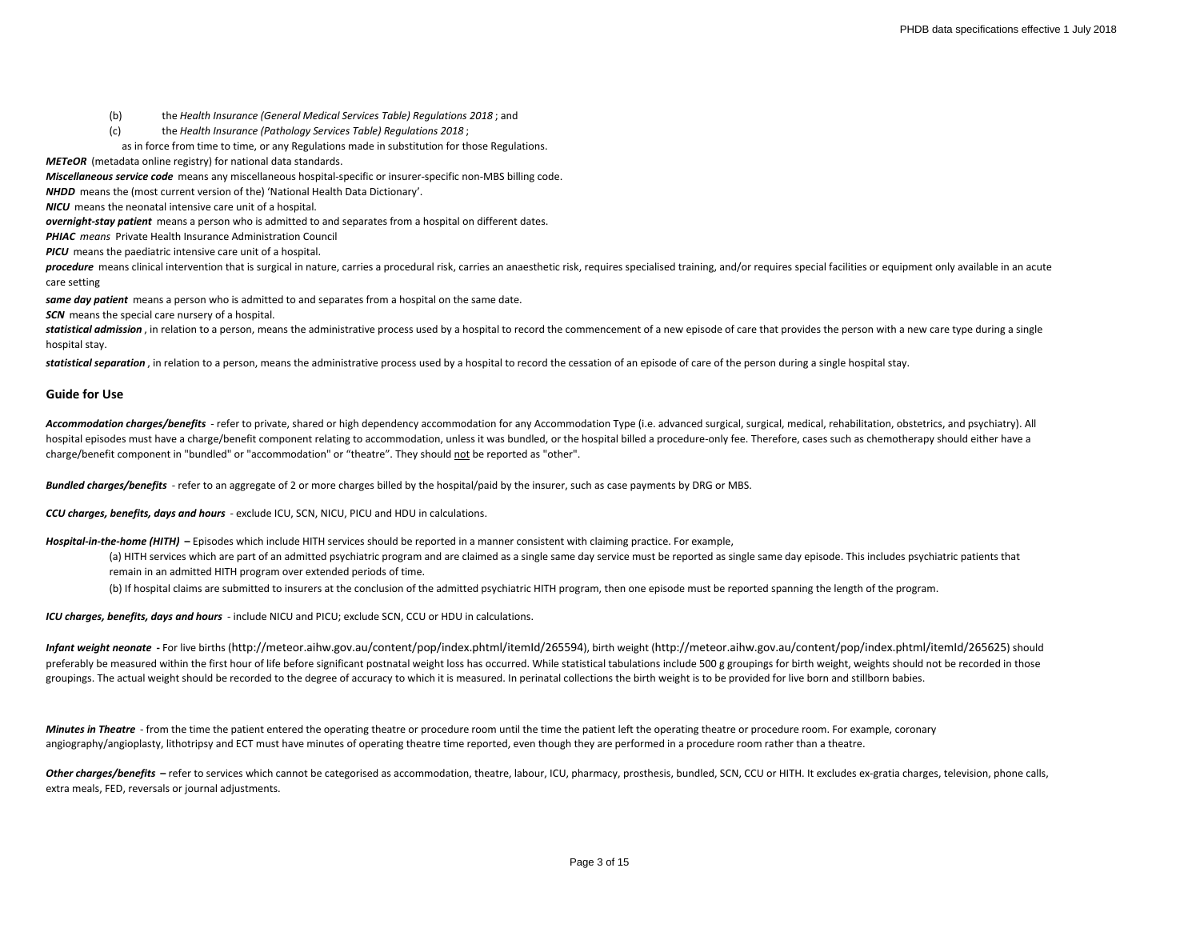(b) the *Health Insurance (General Medical Services Table) Regulations 2018* ; and

(c) the *Health Insurance (Pathology Services Table) Regulations 2018* ;

as in force from time to time, or any Regulations made in substitution for those Regulations.

***METeOR*** (metadata online registry) for national data standards.

***Miscellaneous service code*** means any miscellaneous hospital-specific or insurer-specific non-MBS billing code.

***NHDD*** means the (most current version of the) 'National Health Data Dictionary'.

***NICU*** means the neonatal intensive care unit of a hospital.

***overnight-stay patient*** means a person who is admitted to and separates from a hospital on different dates.

***PHIAC*** *means* Private Health Insurance Administration Council

***PICU*** means the paediatric intensive care unit of a hospital.

***procedure*** means clinical intervention that is surgical in nature, carries a procedural risk, carries an anaesthetic risk, requires specialised training, and/or requires special facilities or equipment only available in an acute care setting

***same day patient*** means a person who is admitted to and separates from a hospital on the same date.

***SCN*** means the special care nursery of a hospital.

***statistical admission*** , in relation to a person, means the administrative process used by a hospital to record the commencement of a new episode of care that provides the person with a new care type during a single hospital stay.

***statistical separation*** , in relation to a person, means the administrative process used by a hospital to record the cessation of an episode of care of the person during a single hospital stay.

## Guide for Use

***Accommodation charges/benefits*** - refer to private, shared or high dependency accommodation for any Accommodation Type (i.e. advanced surgical, surgical, medical, rehabilitation, obstetrics, and psychiatry). All hospital episodes must have a charge/benefit component relating to accommodation, unless it was bundled, or the hospital billed a procedure-only fee. Therefore, cases such as chemotherapy should either have a charge/benefit component in "bundled" or "accommodation" or "theatre". They should not be reported as "other".

***Bundled charges/benefits*** - refer to an aggregate of 2 or more charges billed by the hospital/paid by the insurer, such as case payments by DRG or MBS.

***CCU charges, benefits, days and hours*** - exclude ICU, SCN, NICU, PICU and HDU in calculations.

***Hospital-in-the-home (HITH)*** **–** Episodes which include HITH services should be reported in a manner consistent with claiming practice. For example,

(a) HITH services which are part of an admitted psychiatric program and are claimed as a single same day service must be reported as single same day episode. This includes psychiatric patients that remain in an admitted HITH program over extended periods of time.

(b) If hospital claims are submitted to insurers at the conclusion of the admitted psychiatric HITH program, then one episode must be reported spanning the length of the program.

***ICU charges, benefits, days and hours*** - include NICU and PICU; exclude SCN, CCU or HDU in calculations.

***Infant weight neonate*** **-** For live births (http://meteor.aihw.gov.au/content/pop/index.phtml/itemId/265594), birth weight (http://meteor.aihw.gov.au/content/pop/index.phtml/itemId/265625) should preferably be measured within the first hour of life before significant postnatal weight loss has occurred. While statistical tabulations include 500 g groupings for birth weight, weights should not be recorded in those groupings. The actual weight should be recorded to the degree of accuracy to which it is measured. In perinatal collections the birth weight is to be provided for live born and stillborn babies.

***Minutes in Theatre*** - from the time the patient entered the operating theatre or procedure room until the time the patient left the operating theatre or procedure room. For example, coronary angiography/angioplasty, lithotripsy and ECT must have minutes of operating theatre time reported, even though they are performed in a procedure room rather than a theatre.

***Other charges/benefits*** **–** refer to services which cannot be categorised as accommodation, theatre, labour, ICU, pharmacy, prosthesis, bundled, SCN, CCU or HITH. It excludes ex-gratia charges, television, phone calls, extra meals, FED, reversals or journal adjustments.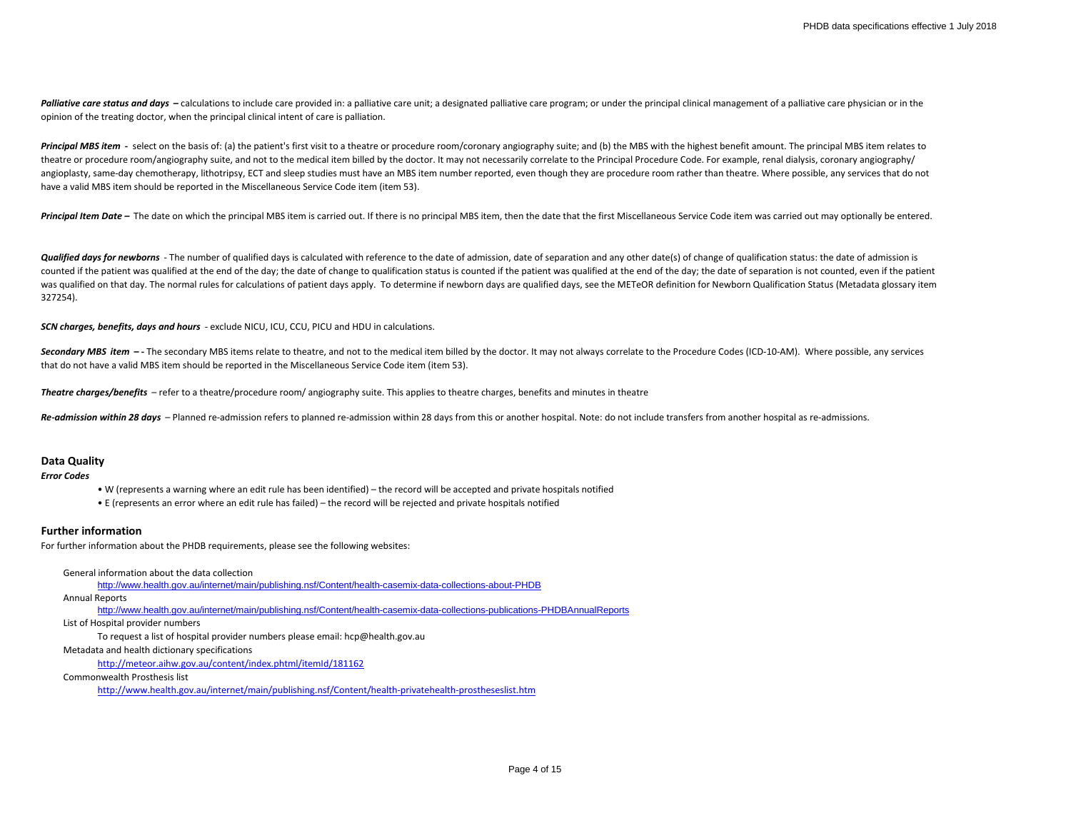***Palliative care status and days*** **–** calculations to include care provided in: a palliative care unit; a designated palliative care program; or under the principal clinical management of a palliative care physician or in the opinion of the treating doctor, when the principal clinical intent of care is palliation.

***Principal MBS item*** **-** select on the basis of: (a) the patient's first visit to a theatre or procedure room/coronary angiography suite; and (b) the MBS with the highest benefit amount. The principal MBS item relates to theatre or procedure room/angiography suite, and not to the medical item billed by the doctor. It may not necessarily correlate to the Principal Procedure Code. For example, renal dialysis, coronary angiography/ angioplasty, same-day chemotherapy, lithotripsy, ECT and sleep studies must have an MBS item number reported, even though they are procedure room rather than theatre. Where possible, any services that do not have a valid MBS item should be reported in the Miscellaneous Service Code item (item 53).

***Principal Item Date*** **–** The date on which the principal MBS item is carried out. If there is no principal MBS item, then the date that the first Miscellaneous Service Code item was carried out may optionally be entered.

***Qualified days for newborns*** - The number of qualified days is calculated with reference to the date of admission, date of separation and any other date(s) of change of qualification status: the date of admission is counted if the patient was qualified at the end of the day; the date of change to qualification status is counted if the patient was qualified at the end of the day; the date of separation is not counted, even if the patient was qualified on that day. The normal rules for calculations of patient days apply. To determine if newborn days are qualified days, see the METeOR definition for Newborn Qualification Status (Metadata glossary item 327254).

***SCN charges, benefits, days and hours*** - exclude NICU, ICU, CCU, PICU and HDU in calculations.

***Secondary MBS item*** **– -** The secondary MBS items relate to theatre, and not to the medical item billed by the doctor. It may not always correlate to the Procedure Codes (ICD-10-AM). Where possible, any services that do not have a valid MBS item should be reported in the Miscellaneous Service Code item (item 53).

***Theatre charges/benefits*** – refer to a theatre/procedure room/ angiography suite. This applies to theatre charges, benefits and minutes in theatre

***Re-admission within 28 days*** – Planned re-admission refers to planned re-admission within 28 days from this or another hospital. Note: do not include transfers from another hospital as re-admissions.

## Data Quality

***Error Codes***

- W (represents a warning where an edit rule has been identified) – the record will be accepted and private hospitals notified
- E (represents an error where an edit rule has failed) – the record will be rejected and private hospitals notified

## Further information

For further information about the PHDB requirements, please see the following websites:

General information about the data collection

http://www.health.gov.au/internet/main/publishing.nsf/Content/health-casemix-data-collections-about-PHDB

Annual Reports

http://www.health.gov.au/internet/main/publishing.nsf/Content/health-casemix-data-collections-publications-PHDBAnnualReports

List of Hospital provider numbers

To request a list of hospital provider numbers please email: hcp@health.gov.au

Metadata and health dictionary specifications

http://meteor.aihw.gov.au/content/index.phtml/itemId/181162

Commonwealth Prosthesis list

http://www.health.gov.au/internet/main/publishing.nsf/Content/health-privatehealth-prostheseslist.htm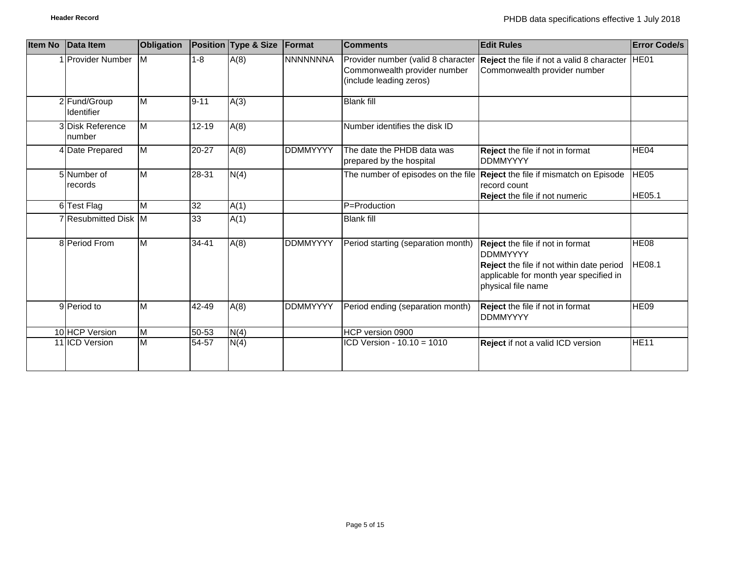| Item No | Data Item | Obligation | Position | Type & Size | Format | Comments | Edit Rules | Error Code/s |
|---|---|---|---|---|---|---|---|---|
| 1 | Provider Number | M | 1-8 | A(8) | NNNNNNNA | Provider number (valid 8 character Commonwealth provider number (include leading zeros) | **Reject** the file if not a valid 8 character Commonwealth provider number | HE01 |
| 2 | Fund/Group Identifier | M | 9-11 | A(3) | | Blank fill | | |
| 3 | Disk Reference number | M | 12-19 | A(8) | | Number identifies the disk ID | | |
| 4 | Date Prepared | M | 20-27 | A(8) | DDMMYYYY | The date the PHDB data was prepared by the hospital | **Reject** the file if not in format DDMMYYYY | HE04 |
| 5 | Number of records | M | 28-31 | N(4) | | The number of episodes on the file | **Reject** the file if mismatch on Episode record count<br>**Reject** the file if not numeric | HE05<br>HE05.1 |
| 6 | Test Flag | M | 32 | A(1) | | P=Production | | |
| 7 | Resubmitted Disk | M | 33 | A(1) | | Blank fill | | |
| 8 | Period From | M | 34-41 | A(8) | DDMMYYYY | Period starting (separation month) | **Reject** the file if not in format DDMMYYYY<br>**Reject** the file if not within date period applicable for month year specified in physical file name | HE08<br>HE08.1 |
| 9 | Period to | M | 42-49 | A(8) | DDMMYYYY | Period ending (separation month) | **Reject** the file if not in format DDMMYYYY | HE09 |
| 10 | HCP Version | M | 50-53 | N(4) | | HCP version 0900 | | |
| 11 | ICD Version | M | 54-57 | N(4) | | ICD Version - 10.10 = 1010 | **Reject** if not a valid ICD version | HE11 |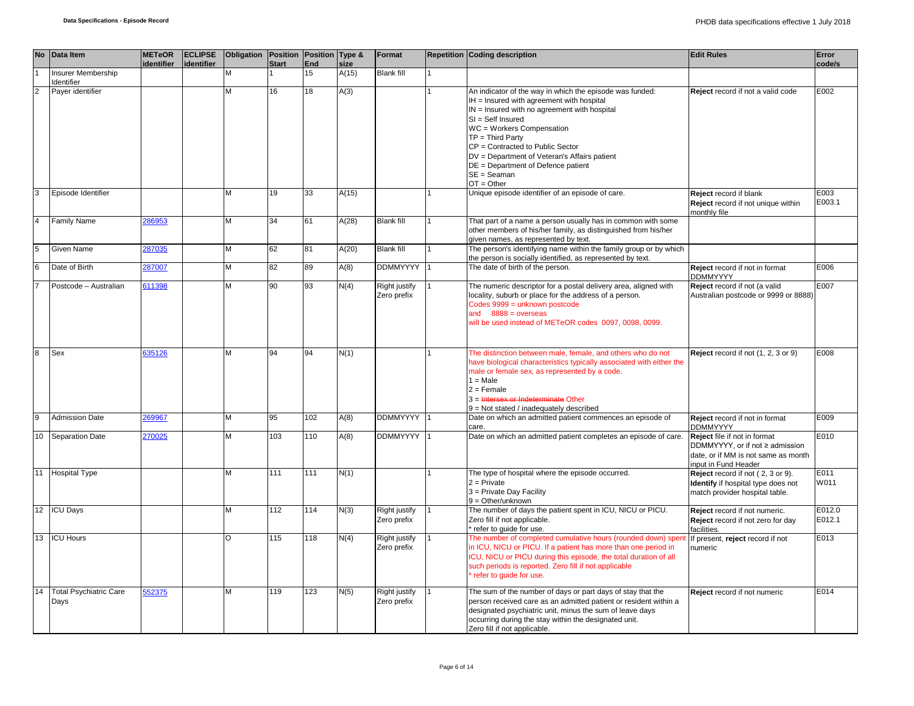| No | Data Item | METeOR identifier | ECLIPSE identifier | Obligation | Position Start | Position End | Type & size | Format | Repetition | Coding description | Edit Rules | Error code/s |
|---|---|---|---|---|---|---|---|---|---|---|---|---|
| 1 | Insurer Membership Identifier | | | M | 1 | 15 | A(15) | Blank fill | 1 | | | |
| 2 | Payer identifier | | | M | 16 | 18 | A(3) | | 1 | An indicator of the way in which the episode was funded:<br>IH = Insured with agreement with hospital<br>IN = Insured with no agreement with hospital<br>SI = Self Insured<br>WC = Workers Compensation<br>TP = Third Party<br>CP = Contracted to Public Sector<br>DV = Department of Veteran's Affairs patient<br>DE = Department of Defence patient<br>SE = Seaman<br>OT = Other | **Reject** record if not a valid code | E002 |
| 3 | Episode Identifier | | | M | 19 | 33 | A(15) | | 1 | Unique episode identifier of an episode of care. | **Reject** record if blank<br>**Reject** record if not unique within monthly file | E003<br>E003.1 |
| 4 | Family Name | 286953 | | M | 34 | 61 | A(28) | Blank fill | 1 | That part of a name a person usually has in common with some other members of his/her family, as distinguished from his/her given names, as represented by text. | | |
| 5 | Given Name | 287035 | | M | 62 | 81 | A(20) | Blank fill | 1 | The person's identifying name within the family group or by which the person is socially identified, as represented by text. | | |
| 6 | Date of Birth | 287007 | | M | 82 | 89 | A(8) | DDMMYYYY | 1 | The date of birth of the person. | **Reject** record if not in format DDMMYYYY | E006 |
| 7 | Postcode – Australian | 611398 | | M | 90 | 93 | N(4) | Right justify Zero prefix | 1 | The numeric descriptor for a postal delivery area, aligned with locality, suburb or place for the address of a person.<br>Codes 9999 = unknown postcode<br>and 8888 = overseas<br>will be used instead of METeOR codes 0097, 0098, 0099. | **Reject** record if not (a valid Australian postcode or 9999 or 8888) | E007 |
| 8 | Sex | 635126 | | M | 94 | 94 | N(1) | | 1 | The distinction between male, female, and others who do not have biological characteristics typically associated with either the male or female sex, as represented by a code.<br>1 = Male<br>2 = Female<br>3 = ~~Intersex or Indeterminate~~ Other<br>9 = Not stated / inadequately described | **Reject** record if not (1, 2, 3 or 9) | E008 |
| 9 | Admission Date | 269967 | | M | 95 | 102 | A(8) | DDMMYYYY | 1 | Date on which an admitted patient commences an episode of care. | **Reject** record if not in format DDMMYYYY | E009 |
| 10 | Separation Date | 270025 | | M | 103 | 110 | A(8) | DDMMYYYY | 1 | Date on which an admitted patient completes an episode of care. | **Reject** file if not in format DDMMYYYY, or if not ≥ admission date, or if MM is not same as month input in Fund Header | E010 |
| 11 | Hospital Type | | | M | 111 | 111 | N(1) | | 1 | The type of hospital where the episode occurred.<br>2 = Private<br>3 = Private Day Facility<br>9 = Other/unknown | **Reject** record if not ( 2, 3 or 9).<br>**Identify** if hospital type does not match provider hospital table. | E011<br>W011 |
| 12 | ICU Days | | | M | 112 | 114 | N(3) | Right justify Zero prefix | 1 | The number of days the patient spent in ICU, NICU or PICU.<br>Zero fill if not applicable.<br>* refer to guide for use. | **Reject** record if not numeric.<br>**Reject** record if not zero for day facilities. | E012.0<br>E012.1 |
| 13 | ICU Hours | | | O | 115 | 118 | N(4) | Right justify Zero prefix | 1 | The number of completed cumulative hours (rounded down) spent in ICU, NICU or PICU. If a patient has more than one period in ICU, NICU or PICU during this episode, the total duration of all such periods is reported. Zero fill if not applicable<br>* refer to guide for use. | If present, **reject** record if not numeric | E013 |
| 14 | Total Psychiatric Care Days | 552375 | | M | 119 | 123 | N(5) | Right justify Zero prefix | 1 | The sum of the number of days or part days of stay that the person received care as an admitted patient or resident within a designated psychiatric unit, minus the sum of leave days occurring during the stay within the designated unit.<br>Zero fill if not applicable. | **Reject** record if not numeric | E014 |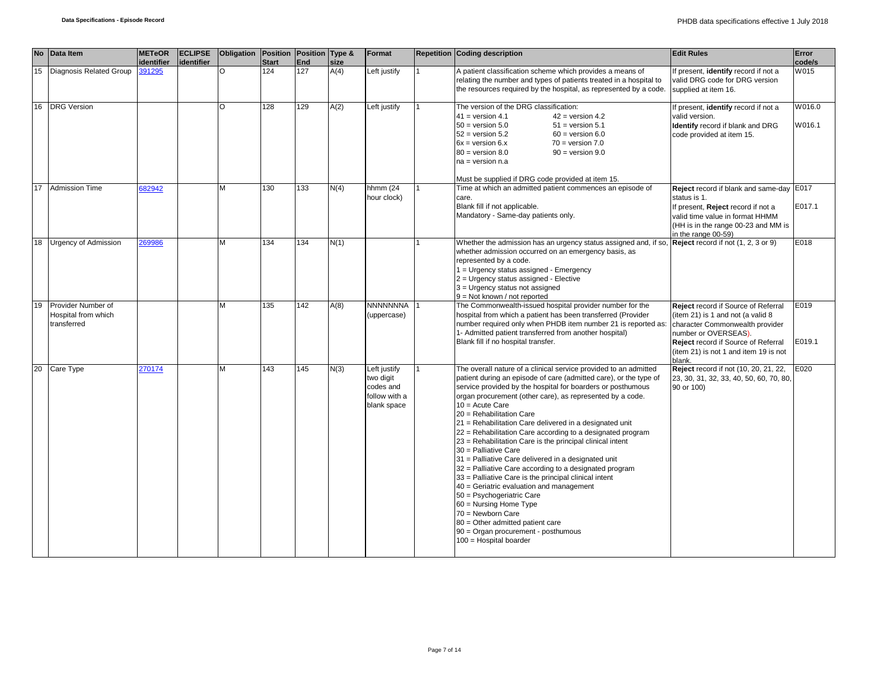| No | Data Item | METeOR identifier | ECLIPSE identifier | Obligation | Position Start | Position End | Type & size | Format | Repetition | Coding description | Edit Rules | Error code/s |
|---|---|---|---|---|---|---|---|---|---|---|---|---|
| 15 | Diagnosis Related Group | 391295 | | O | 124 | 127 | A(4) | Left justify | 1 | A patient classification scheme which provides a means of relating the number and types of patients treated in a hospital to the resources required by the hospital, as represented by a code. | If present, **identify** record if not a valid DRG code for DRG version supplied at item 16. | W015 |
| 16 | DRG Version | | | O | 128 | 129 | A(2) | Left justify | 1 | The version of the DRG classification:<br>41 = version 4.1 42 = version 4.2<br>50 = version 5.0 51 = version 5.1<br>52 = version 5.2 60 = version 6.0<br>6x = version 6.x 70 = version 7.0<br>80 = version 8.0 90 = version 9.0<br>na = version n.a<br><br>Must be supplied if DRG code provided at item 15. | If present, **identify** record if not a valid version.<br>**Identify** record if blank and DRG code provided at item 15. | W016.0<br><br>W016.1 |
| 17 | Admission Time | 682942 | | M | 130 | 133 | N(4) | hhmm (24 hour clock) | 1 | Time at which an admitted patient commences an episode of care.<br>Blank fill if not applicable.<br>Mandatory - Same-day patients only. | **Reject** record if blank and same-day status is 1.<br>If present, **Reject** record if not a valid time value in format HHMM (HH is in the range 00-23 and MM is in the range 00-59) | E017<br><br>E017.1 |
| 18 | Urgency of Admission | 269986 | | M | 134 | 134 | N(1) | | 1 | Whether the admission has an urgency status assigned and, if so, whether admission occurred on an emergency basis, as represented by a code.<br>1 = Urgency status assigned - Emergency<br>2 = Urgency status assigned - Elective<br>3 = Urgency status not assigned<br>9 = Not known / not reported | **Reject** record if not (1, 2, 3 or 9) | E018 |
| 19 | Provider Number of Hospital from which transferred | | | M | 135 | 142 | A(8) | NNNNNNNA (uppercase) | 1 | The Commonwealth-issued hospital provider number for the hospital from which a patient has been transferred (Provider number required only when PHDB item number 21 is reported as: 1- Admitted patient transferred from another hospital)<br>Blank fill if no hospital transfer. | **Reject** record if Source of Referral (item 21) is 1 and not (a valid 8 character Commonwealth provider number or OVERSEAS).<br>**Reject** record if Source of Referral (item 21) is not 1 and item 19 is not blank. | E019<br><br>E019.1 |
| 20 | Care Type | 270174 | | M | 143 | 145 | N(3) | Left justify two digit codes and follow with a blank space | 1 | The overall nature of a clinical service provided to an admitted patient during an episode of care (admitted care), or the type of service provided by the hospital for boarders or posthumous organ procurement (other care), as represented by a code.<br>10 = Acute Care<br>20 = Rehabilitation Care<br>21 = Rehabilitation Care delivered in a designated unit<br>22 = Rehabilitation Care according to a designated program<br>23 = Rehabilitation Care is the principal clinical intent<br>30 = Palliative Care<br>31 = Palliative Care delivered in a designated unit<br>32 = Palliative Care according to a designated program<br>33 = Palliative Care is the principal clinical intent<br>40 = Geriatric evaluation and management<br>50 = Psychogeriatric Care<br>60 = Nursing Home Type<br>70 = Newborn Care<br>80 = Other admitted patient care<br>90 = Organ procurement - posthumous<br>100 = Hospital boarder | **Reject** record if not (10, 20, 21, 22, 23, 30, 31, 32, 33, 40, 50, 60, 70, 80, 90 or 100) | E020 |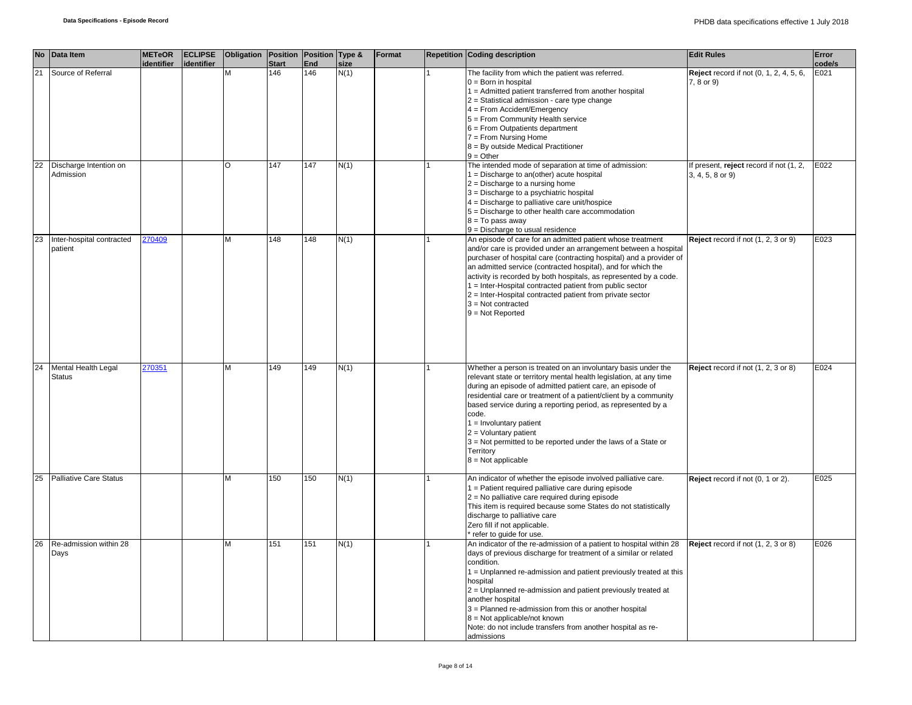| No | Data Item | METeOR identifier | ECLIPSE identifier | Obligation | Position Start | Position End | Type & size | Format | Repetition | Coding description | Edit Rules | Error code/s |
|---|---|---|---|---|---|---|---|---|---|---|---|---|
| 21 | Source of Referral | | | M | 146 | 146 | N(1) | | 1 | The facility from which the patient was referred.<br>0 = Born in hospital<br>1 = Admitted patient transferred from another hospital<br>2 = Statistical admission - care type change<br>4 = From Accident/Emergency<br>5 = From Community Health service<br>6 = From Outpatients department<br>7 = From Nursing Home<br>8 = By outside Medical Practitioner<br>9 = Other | **Reject** record if not (0, 1, 2, 4, 5, 6, 7, 8 or 9) | E021 |
| 22 | Discharge Intention on Admission | | | O | 147 | 147 | N(1) | | 1 | The intended mode of separation at time of admission:<br>1 = Discharge to an(other) acute hospital<br>2 = Discharge to a nursing home<br>3 = Discharge to a psychiatric hospital<br>4 = Discharge to palliative care unit/hospice<br>5 = Discharge to other health care accommodation<br>8 = To pass away<br>9 = Discharge to usual residence | If present, **reject** record if not (1, 2, 3, 4, 5, 8 or 9) | E022 |
| 23 | Inter-hospital contracted patient | 270409 | | M | 148 | 148 | N(1) | | 1 | An episode of care for an admitted patient whose treatment and/or care is provided under an arrangement between a hospital purchaser of hospital care (contracting hospital) and a provider of an admitted service (contracted hospital), and for which the activity is recorded by both hospitals, as represented by a code.<br>1 = Inter-Hospital contracted patient from public sector<br>2 = Inter-Hospital contracted patient from private sector<br>3 = Not contracted<br>9 = Not Reported | **Reject** record if not (1, 2, 3 or 9) | E023 |
| 24 | Mental Health Legal Status | 270351 | | M | 149 | 149 | N(1) | | 1 | Whether a person is treated on an involuntary basis under the relevant state or territory mental health legislation, at any time during an episode of admitted patient care, an episode of residential care or treatment of a patient/client by a community based service during a reporting period, as represented by a code.<br>1 = Involuntary patient<br>2 = Voluntary patient<br>3 = Not permitted to be reported under the laws of a State or Territory<br>8 = Not applicable | **Reject** record if not (1, 2, 3 or 8) | E024 |
| 25 | Palliative Care Status | | | M | 150 | 150 | N(1) | | 1 | An indicator of whether the episode involved palliative care.<br>1 = Patient required palliative care during episode<br>2 = No palliative care required during episode<br>This item is required because some States do not statistically discharge to palliative care<br>Zero fill if not applicable.<br>* refer to guide for use. | **Reject** record if not (0, 1 or 2). | E025 |
| 26 | Re-admission within 28 Days | | | M | 151 | 151 | N(1) | | 1 | An indicator of the re-admission of a patient to hospital within 28 days of previous discharge for treatment of a similar or related condition.<br>1 = Unplanned re-admission and patient previously treated at this hospital<br>2 = Unplanned re-admission and patient previously treated at another hospital<br>3 = Planned re-admission from this or another hospital<br>8 = Not applicable/not known<br>Note: do not include transfers from another hospital as re-admissions | **Reject** record if not (1, 2, 3 or 8) | E026 |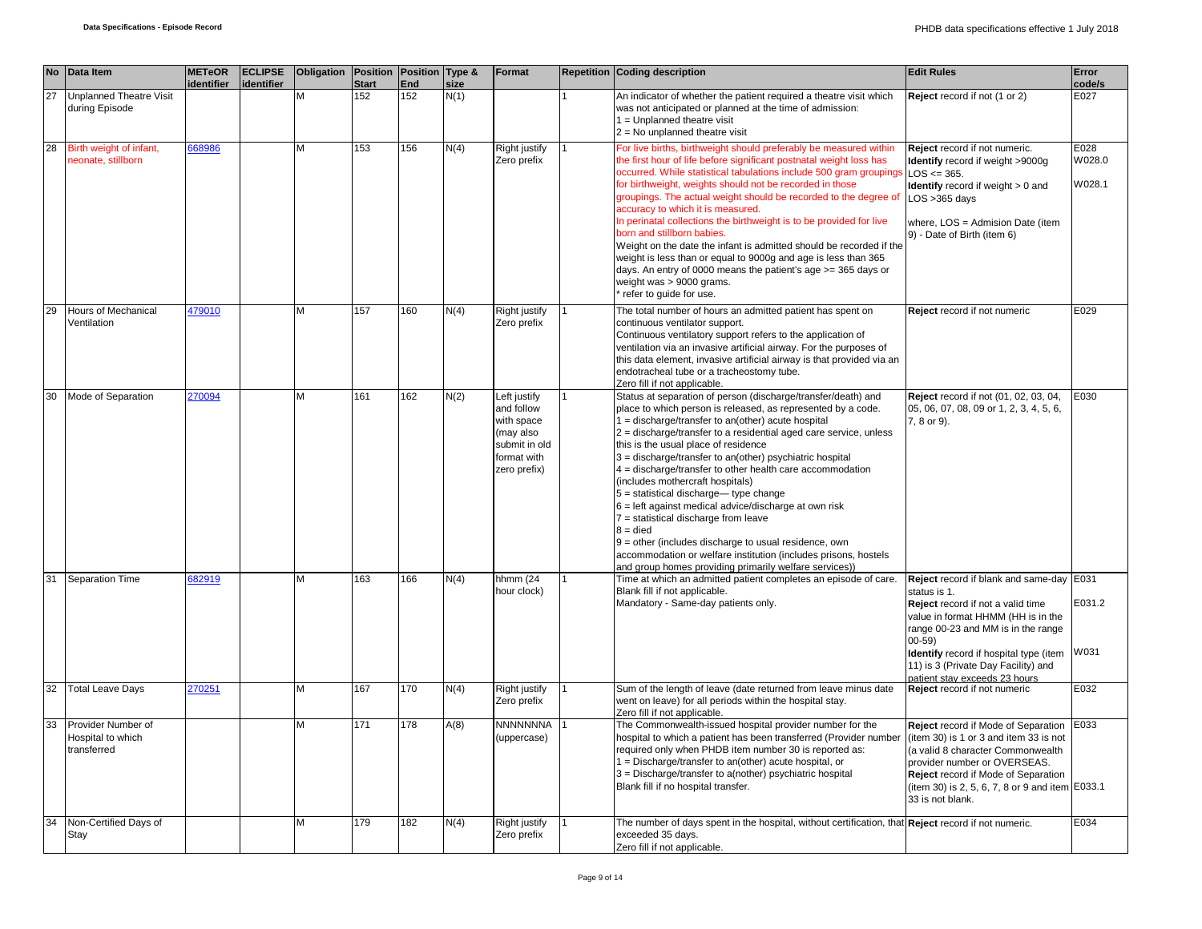| No | Data Item | METeOR identifier | ECLIPSE identifier | Obligation | Position Start | Position End | Type & size | Format | Repetition | Coding description | Edit Rules | Error code/s |
|---|---|---|---|---|---|---|---|---|---|---|---|---|
| 27 | Unplanned Theatre Visit during Episode | | | M | 152 | 152 | N(1) | | 1 | An indicator of whether the patient required a theatre visit which was not anticipated or planned at the time of admission:<br>1 = Unplanned theatre visit<br>2 = No unplanned theatre visit | **Reject** record if not (1 or 2) | E027 |
| 28 | Birth weight of infant, neonate, stillborn | 668986 | | M | 153 | 156 | N(4) | Right justify Zero prefix | 1 | For live births, birthweight should preferably be measured within the first hour of life before significant postnatal weight loss has occurred. While statistical tabulations include 500 gram groupings for birthweight, weights should not be recorded in those groupings. The actual weight should be recorded to the degree of accuracy to which it is measured.<br>In perinatal collections the birthweight is to be provided for live born and stillborn babies.<br>Weight on the date the infant is admitted should be recorded if the weight is less than or equal to 9000g and age is less than 365 days. An entry of 0000 means the patient's age >= 365 days or weight was > 9000 grams.<br>* refer to guide for use. | **Reject** record if not numeric.<br>**Identify** record if weight >9000g LOS <= 365.<br>**Identify** record if weight > 0 and LOS >365 days<br><br>where, LOS = Admision Date (item 9) - Date of Birth (item 6) | E028<br>W028.0<br>W028.1 |
| 29 | Hours of Mechanical Ventilation | 479010 | | M | 157 | 160 | N(4) | Right justify Zero prefix | 1 | The total number of hours an admitted patient has spent on continuous ventilator support.<br>Continuous ventilatory support refers to the application of ventilation via an invasive artificial airway. For the purposes of this data element, invasive artificial airway is that provided via an endotracheal tube or a tracheostomy tube.<br>Zero fill if not applicable. | **Reject** record if not numeric | E029 |
| 30 | Mode of Separation | 270094 | | M | 161 | 162 | N(2) | Left justify and follow with space (may also submit in old format with zero prefix) | 1 | Status at separation of person (discharge/transfer/death) and place to which person is released, as represented by a code.<br>1 = discharge/transfer to an(other) acute hospital<br>2 = discharge/transfer to a residential aged care service, unless this is the usual place of residence<br>3 = discharge/transfer to an(other) psychiatric hospital<br>4 = discharge/transfer to other health care accommodation (includes mothercraft hospitals)<br>5 = statistical discharge— type change<br>6 = left against medical advice/discharge at own risk<br>7 = statistical discharge from leave<br>8 = died<br>9 = other (includes discharge to usual residence, own accommodation or welfare institution (includes prisons, hostels and group homes providing primarily welfare services)) | **Reject** record if not (01, 02, 03, 04, 05, 06, 07, 08, 09 or 1, 2, 3, 4, 5, 6, 7, 8 or 9). | E030 |
| 31 | Separation Time | 682919 | | M | 163 | 166 | N(4) | hhmm (24 hour clock) | 1 | Time at which an admitted patient completes an episode of care.<br>Blank fill if not applicable.<br>Mandatory - Same-day patients only. | **Reject** record if blank and same-day status is 1.<br>**Reject** record if not a valid time value in format HHMM (HH is in the range 00-23 and MM is in the range 00-59)<br>**Identify** record if hospital type (item 11) is 3 (Private Day Facility) and patient stay exceeds 23 hours | E031<br>E031.2<br>W031 |
| 32 | Total Leave Days | 270251 | | M | 167 | 170 | N(4) | Right justify Zero prefix | 1 | Sum of the length of leave (date returned from leave minus date went on leave) for all periods within the hospital stay.<br>Zero fill if not applicable. | **Reject** record if not numeric | E032 |
| 33 | Provider Number of Hospital to which transferred | | | M | 171 | 178 | A(8) | NNNNNNNA (uppercase) | 1 | The Commonwealth-issued hospital provider number for the hospital to which a patient has been transferred (Provider number required only when PHDB item number 30 is reported as:<br>1 = Discharge/transfer to an(other) acute hospital, or<br>3 = Discharge/transfer to a(nother) psychiatric hospital<br>Blank fill if no hospital transfer. | **Reject** record if Mode of Separation (item 30) is 1 or 3 and item 33 is not (a valid 8 character Commonwealth provider number or OVERSEAS.<br>**Reject** record if Mode of Separation (item 30) is 2, 5, 6, 7, 8 or 9 and item 33 is not blank. | E033<br>E033.1 |
| 34 | Non-Certified Days of Stay | | | M | 179 | 182 | N(4) | Right justify Zero prefix | 1 | The number of days spent in the hospital, without certification, that exceeded 35 days.<br>Zero fill if not applicable. | **Reject** record if not numeric. | E034 |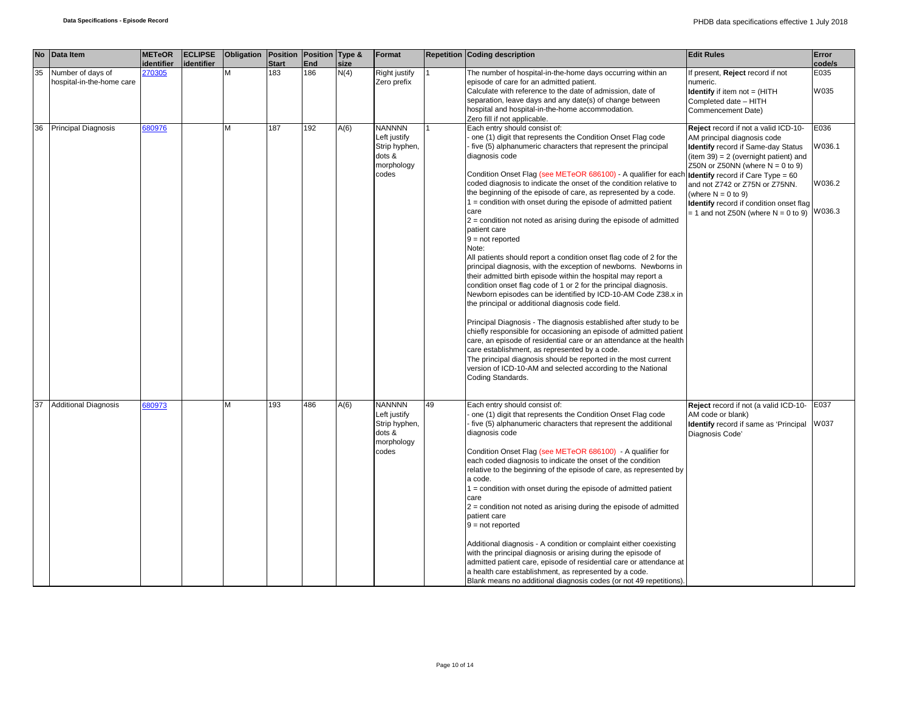| No | Data Item | METeOR identifier | ECLIPSE identifier | Obligation | Position Start | Position End | Type & size | Format | Repetition | Coding description | Edit Rules | Error code/s |
|---|---|---|---|---|---|---|---|---|---|---|---|---|
| 35 | Number of days of hospital-in-the-home care | 270305 | | M | 183 | 186 | N(4) | Right justify Zero prefix | 1 | The number of hospital-in-the-home days occurring within an episode of care for an admitted patient.<br>Calculate with reference to the date of admission, date of separation, leave days and any date(s) of change between hospital and hospital-in-the-home accommodation.<br>Zero fill if not applicable. | If present, **Reject** record if not numeric.<br>**Identify** if item not = (HITH Completed date – HITH Commencement Date) | E035<br><br>W035 |
| 36 | Principal Diagnosis | 680976 | | M | 187 | 192 | A(6) | NANNNN Left justify Strip hyphen, dots & morphology codes | 1 | Each entry should consist of:<br>- one (1) digit that represents the Condition Onset Flag code<br>- five (5) alphanumeric characters that represent the principal diagnosis code<br><br>Condition Onset Flag (see METeOR 686100) - A qualifier for each coded diagnosis to indicate the onset of the condition relative to the beginning of the episode of care, as represented by a code.<br>1 = condition with onset during the episode of admitted patient care<br>2 = condition not noted as arising during the episode of admitted patient care<br>9 = not reported<br>Note:<br>All patients should report a condition onset flag code of 2 for the principal diagnosis, with the exception of newborns. Newborns in their admitted birth episode within the hospital may report a condition onset flag code of 1 or 2 for the principal diagnosis. Newborn episodes can be identified by ICD-10-AM Code Z38.x in the principal or additional diagnosis code field.<br><br>Principal Diagnosis - The diagnosis established after study to be chiefly responsible for occasioning an episode of admitted patient care, an episode of residential care or an attendance at the health care establishment, as represented by a code.<br>The principal diagnosis should be reported in the most current version of ICD-10-AM and selected according to the National Coding Standards. | **Reject** record if not a valid ICD-10-AM principal diagnosis code<br>**Identify** record if Same-day Status (item 39) = 2 (overnight patient) and Z50N or Z50NN (where N = 0 to 9)<br>**Identify** record if Care Type = 60 and not Z742 or Z75N or Z75NN. (where N = 0 to 9)<br>**Identify** record if condition onset flag = 1 and not Z50N (where N = 0 to 9) | E036<br><br>W036.1<br><br>W036.2<br><br>W036.3 |
| 37 | Additional Diagnosis | 680973 | | M | 193 | 486 | A(6) | NANNNN Left justify Strip hyphen, dots & morphology codes | 49 | Each entry should consist of:<br>- one (1) digit that represents the Condition Onset Flag code<br>- five (5) alphanumeric characters that represent the additional diagnosis code<br><br>Condition Onset Flag (see METeOR 686100) - A qualifier for each coded diagnosis to indicate the onset of the condition relative to the beginning of the episode of care, as represented by a code.<br>1 = condition with onset during the episode of admitted patient care<br>2 = condition not noted as arising during the episode of admitted patient care<br>9 = not reported<br><br>Additional diagnosis - A condition or complaint either coexisting with the principal diagnosis or arising during the episode of admitted patient care, episode of residential care or attendance at a health care establishment, as represented by a code.<br>Blank means no additional diagnosis codes (or not 49 repetitions). | **Reject** record if not (a valid ICD-10-AM code or blank)<br>**Identify** record if same as 'Principal Diagnosis Code' | E037<br>W037 |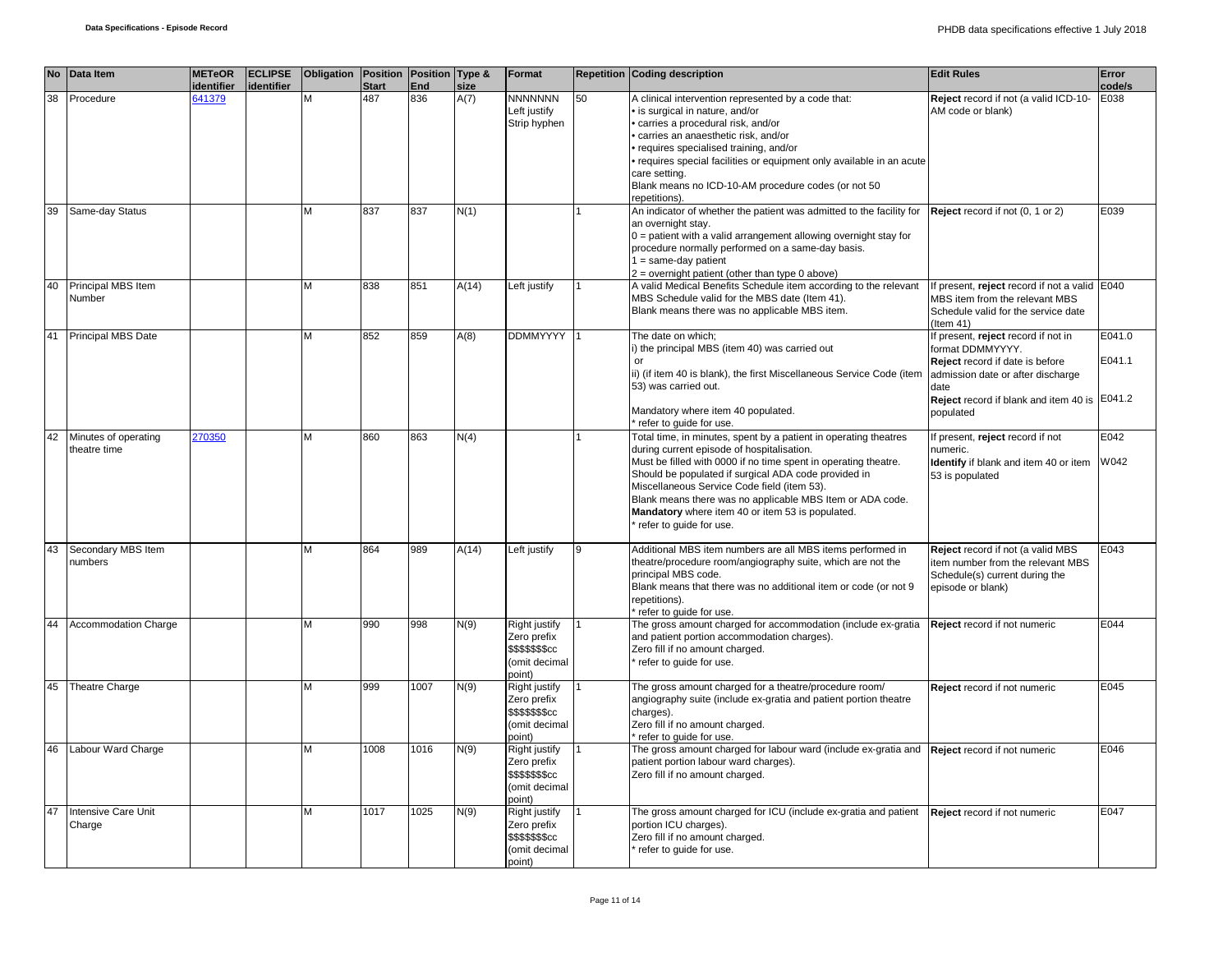| No | Data Item | METeOR identifier | ECLIPSE identifier | Obligation | Position Start | Position End | Type & size | Format | Repetition | Coding description | Edit Rules | Error code/s |
|---|---|---|---|---|---|---|---|---|---|---|---|---|
| 38 | Procedure | 641379 | | M | 487 | 836 | A(7) | NNNNNNN Left justify Strip hyphen | 50 | A clinical intervention represented by a code that:<br>• is surgical in nature, and/or<br>• carries a procedural risk, and/or<br>• carries an anaesthetic risk, and/or<br>• requires specialised training, and/or<br>• requires special facilities or equipment only available in an acute care setting.<br>Blank means no ICD-10-AM procedure codes (or not 50 repetitions). | **Reject** record if not (a valid ICD-10-AM code or blank) | E038 |
| 39 | Same-day Status | | | M | 837 | 837 | N(1) | | 1 | An indicator of whether the patient was admitted to the facility for an overnight stay.<br>0 = patient with a valid arrangement allowing overnight stay for procedure normally performed on a same-day basis.<br>1 = same-day patient<br>2 = overnight patient (other than type 0 above) | **Reject** record if not (0, 1 or 2) | E039 |
| 40 | Principal MBS Item Number | | | M | 838 | 851 | A(14) | Left justify | 1 | A valid Medical Benefits Schedule item according to the relevant MBS Schedule valid for the MBS date (Item 41).<br>Blank means there was no applicable MBS item. | If present, **reject** record if not a valid MBS item from the relevant MBS Schedule valid for the service date (Item 41) | E040 |
| 41 | Principal MBS Date | | | M | 852 | 859 | A(8) | DDMMYYYY | 1 | The date on which;<br>i) the principal MBS (item 40) was carried out<br>or<br>ii) (if item 40 is blank), the first Miscellaneous Service Code (item 53) was carried out.<br><br>Mandatory where item 40 populated.<br>* refer to guide for use. | If present, **reject** record if not in format DDMMYYYY.<br>**Reject** record if date is before admission date or after discharge date<br>**Reject** record if blank and item 40 is populated | E041.0<br>E041.1<br>E041.2 |
| 42 | Minutes of operating theatre time | 270350 | | M | 860 | 863 | N(4) | | 1 | Total time, in minutes, spent by a patient in operating theatres during current episode of hospitalisation.<br>Must be filled with 0000 if no time spent in operating theatre.<br>Should be populated if surgical ADA code provided in Miscellaneous Service Code field (item 53).<br>Blank means there was no applicable MBS Item or ADA code.<br>**Mandatory** where item 40 or item 53 is populated.<br>* refer to guide for use. | If present, **reject** record if not numeric.<br>**Identify** if blank and item 40 or item 53 is populated | E042<br>W042 |
| 43 | Secondary MBS Item numbers | | | M | 864 | 989 | A(14) | Left justify | 9 | Additional MBS item numbers are all MBS items performed in theatre/procedure room/angiography suite, which are not the principal MBS code.<br>Blank means that there was no additional item or code (or not 9 repetitions).<br>* refer to guide for use. | **Reject** record if not (a valid MBS item number from the relevant MBS Schedule(s) current during the episode or blank) | E043 |
| 44 | Accommodation Charge | | | M | 990 | 998 | N(9) | Right justify Zero prefix $$$$$$$cc (omit decimal point) | 1 | The gross amount charged for accommodation (include ex-gratia and patient portion accommodation charges).<br>Zero fill if no amount charged.<br>* refer to guide for use. | **Reject** record if not numeric | E044 |
| 45 | Theatre Charge | | | M | 999 | 1007 | N(9) | Right justify Zero prefix $$$$$$$cc (omit decimal point) | 1 | The gross amount charged for a theatre/procedure room/ angiography suite (include ex-gratia and patient portion theatre charges).<br>Zero fill if no amount charged.<br>* refer to guide for use. | **Reject** record if not numeric | E045 |
| 46 | Labour Ward Charge | | | M | 1008 | 1016 | N(9) | Right justify Zero prefix $$$$$$$cc (omit decimal point) | 1 | The gross amount charged for labour ward (include ex-gratia and patient portion labour ward charges).<br>Zero fill if no amount charged. | **Reject** record if not numeric | E046 |
| 47 | Intensive Care Unit Charge | | | M | 1017 | 1025 | N(9) | Right justify Zero prefix $$$$$$$cc (omit decimal point) | 1 | The gross amount charged for ICU (include ex-gratia and patient portion ICU charges).<br>Zero fill if no amount charged.<br>* refer to guide for use. | **Reject** record if not numeric | E047 |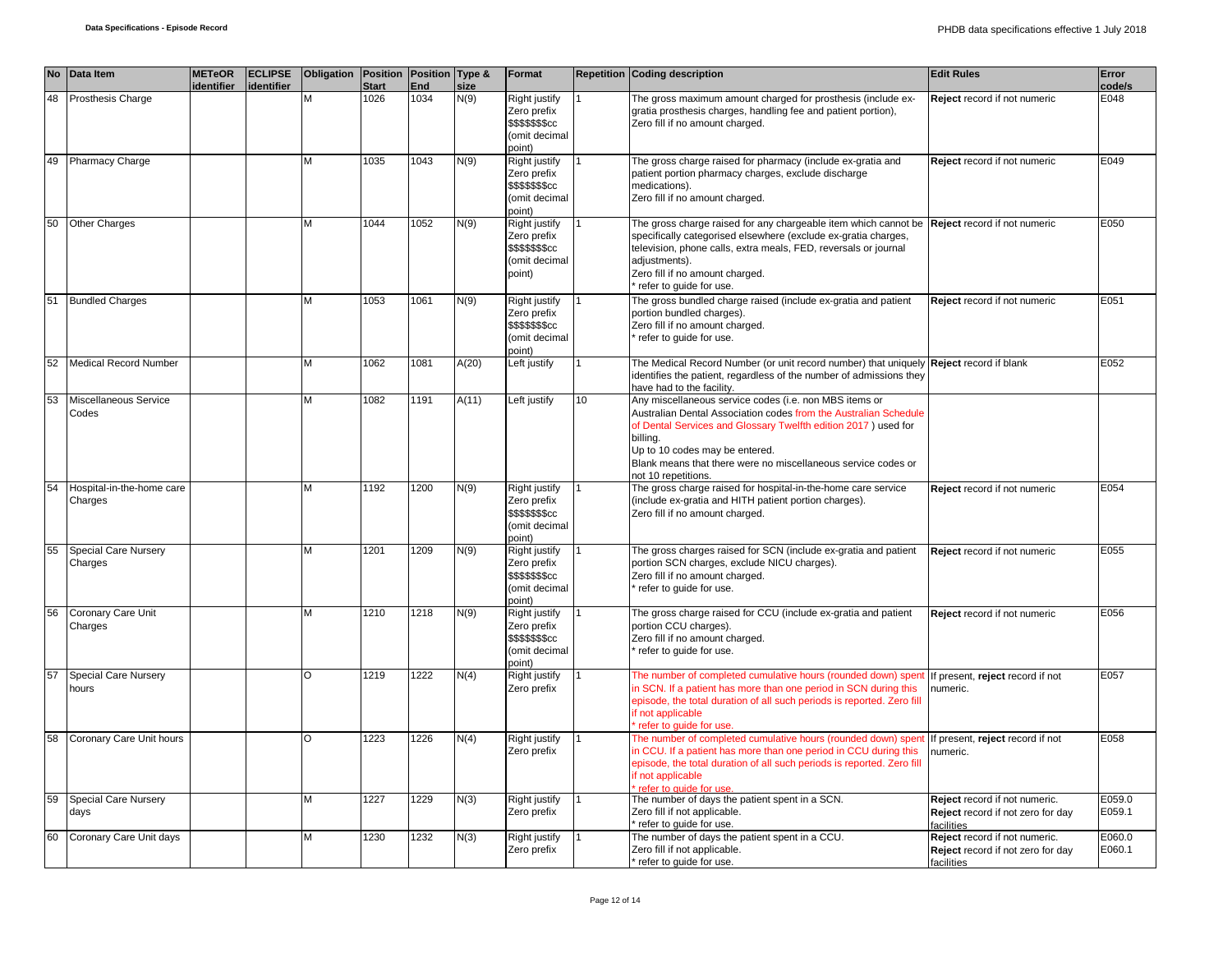| No | Data Item | METeOR identifier | ECLIPSE identifier | Obligation | Position Start | Position End | Type & size | Format | Repetition | Coding description | Edit Rules | Error code/s |
|---|---|---|---|---|---|---|---|---|---|---|---|---|
| 48 | Prosthesis Charge | | | M | 1026 | 1034 | N(9) | Right justify Zero prefix $$$$$$$cc (omit decimal point) | 1 | The gross maximum amount charged for prosthesis (include ex-gratia prosthesis charges, handling fee and patient portion), Zero fill if no amount charged. | **Reject** record if not numeric | E048 |
| 49 | Pharmacy Charge | | | M | 1035 | 1043 | N(9) | Right justify Zero prefix $$$$$$$cc (omit decimal point) | 1 | The gross charge raised for pharmacy (include ex-gratia and patient portion pharmacy charges, exclude discharge medications). Zero fill if no amount charged. | **Reject** record if not numeric | E049 |
| 50 | Other Charges | | | M | 1044 | 1052 | N(9) | Right justify Zero prefix $$$$$$$cc (omit decimal point) | 1 | The gross charge raised for any chargeable item which cannot be specifically categorised elsewhere (exclude ex-gratia charges, television, phone calls, extra meals, FED, reversals or journal adjustments). Zero fill if no amount charged. * refer to guide for use. | **Reject** record if not numeric | E050 |
| 51 | Bundled Charges | | | M | 1053 | 1061 | N(9) | Right justify Zero prefix $$$$$$$cc (omit decimal point) | 1 | The gross bundled charge raised (include ex-gratia and patient portion bundled charges). Zero fill if no amount charged. * refer to guide for use. | **Reject** record if not numeric | E051 |
| 52 | Medical Record Number | | | M | 1062 | 1081 | A(20) | Left justify | 1 | The Medical Record Number (or unit record number) that uniquely identifies the patient, regardless of the number of admissions they have had to the facility. | **Reject** record if blank | E052 |
| 53 | Miscellaneous Service Codes | | | M | 1082 | 1191 | A(11) | Left justify | 10 | Any miscellaneous service codes (i.e. non MBS items or Australian Dental Association codes from the Australian Schedule of Dental Services and Glossary Twelfth edition 2017 ) used for billing. Up to 10 codes may be entered. Blank means that there were no miscellaneous service codes or not 10 repetitions. | | |
| 54 | Hospital-in-the-home care Charges | | | M | 1192 | 1200 | N(9) | Right justify Zero prefix $$$$$$$cc (omit decimal point) | 1 | The gross charge raised for hospital-in-the-home care service (include ex-gratia and HITH patient portion charges). Zero fill if no amount charged. | **Reject** record if not numeric | E054 |
| 55 | Special Care Nursery Charges | | | M | 1201 | 1209 | N(9) | Right justify Zero prefix $$$$$$$cc (omit decimal point) | 1 | The gross charges raised for SCN (include ex-gratia and patient portion SCN charges, exclude NICU charges). Zero fill if no amount charged. * refer to guide for use. | **Reject** record if not numeric | E055 |
| 56 | Coronary Care Unit Charges | | | M | 1210 | 1218 | N(9) | Right justify Zero prefix $$$$$$$cc (omit decimal point) | 1 | The gross charge raised for CCU (include ex-gratia and patient portion CCU charges). Zero fill if no amount charged. * refer to guide for use. | **Reject** record if not numeric | E056 |
| 57 | Special Care Nursery hours | | | O | 1219 | 1222 | N(4) | Right justify Zero prefix | 1 | The number of completed cumulative hours (rounded down) spent in SCN. If a patient has more than one period in SCN during this episode, the total duration of all such periods is reported. Zero fill if not applicable * refer to guide for use. | If present, **reject** record if not numeric. | E057 |
| 58 | Coronary Care Unit hours | | | O | 1223 | 1226 | N(4) | Right justify Zero prefix | 1 | The number of completed cumulative hours (rounded down) spent in CCU. If a patient has more than one period in CCU during this episode, the total duration of all such periods is reported. Zero fill if not applicable * refer to guide for use. | If present, **reject** record if not numeric. | E058 |
| 59 | Special Care Nursery days | | | M | 1227 | 1229 | N(3) | Right justify Zero prefix | 1 | The number of days the patient spent in a SCN. Zero fill if not applicable. * refer to guide for use. | **Reject** record if not numeric. **Reject** record if not zero for day facilities | E059.0 E059.1 |
| 60 | Coronary Care Unit days | | | M | 1230 | 1232 | N(3) | Right justify Zero prefix | 1 | The number of days the patient spent in a CCU. Zero fill if not applicable. * refer to guide for use. | **Reject** record if not numeric. **Reject** record if not zero for day facilities | E060.0 E060.1 |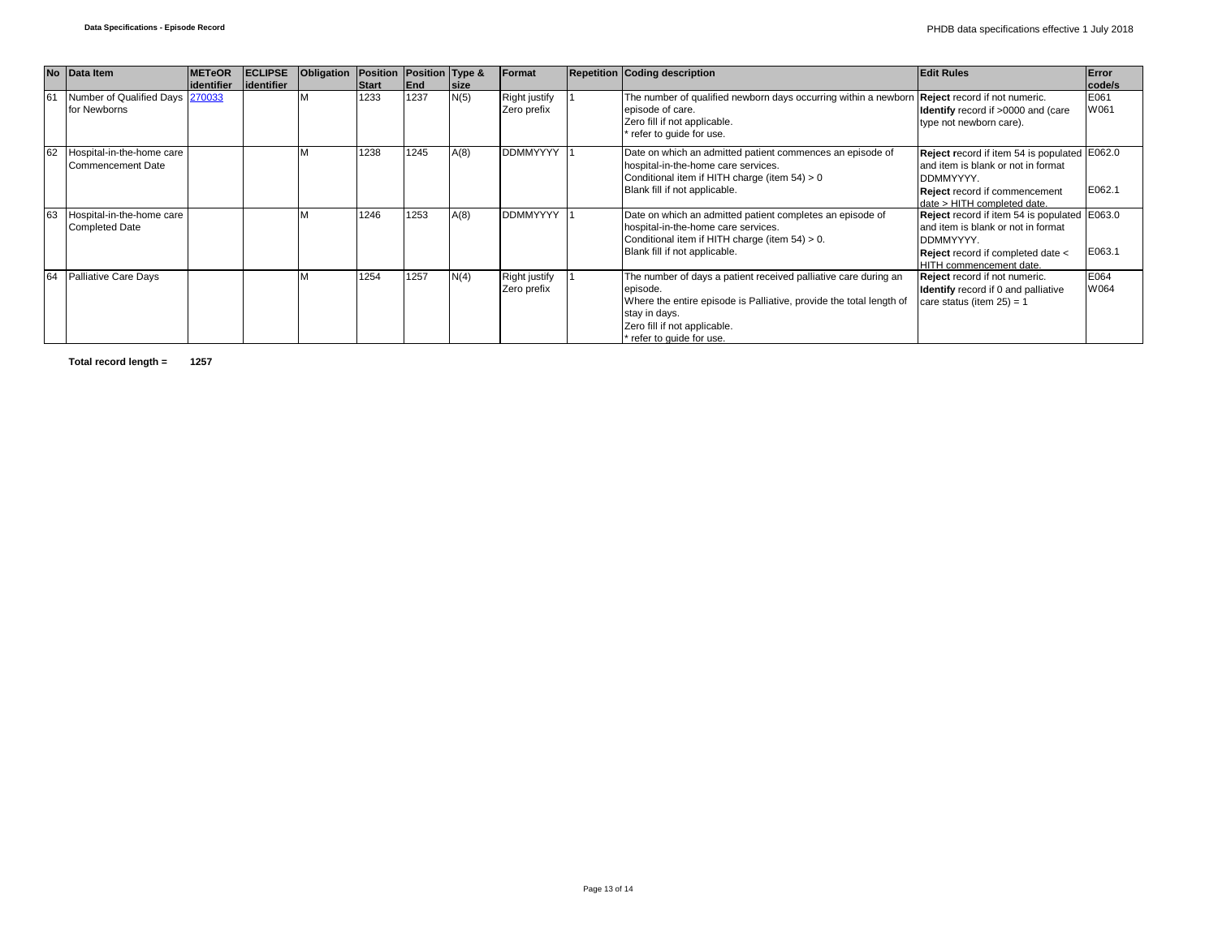| No | Data Item | METeOR identifier | ECLIPSE identifier | Obligation | Position Start | Position End | Type & size | Format | Repetition | Coding description | Edit Rules | Error code/s |
|---|---|---|---|---|---|---|---|---|---|---|---|---|
| 61 | Number of Qualified Days for Newborns | 270033 | | M | 1233 | 1237 | N(5) | Right justify Zero prefix | 1 | The number of qualified newborn days occurring within a newborn episode of care.<br>Zero fill if not applicable.<br>* refer to guide for use. | **Reject** record if not numeric.<br>**Identify** record if >0000 and (care type not newborn care). | E061<br>W061 |
| 62 | Hospital-in-the-home care Commencement Date | | | M | 1238 | 1245 | A(8) | DDMMYYYY | 1 | Date on which an admitted patient commences an episode of hospital-in-the-home care services.<br>Conditional item if HITH charge (item 54) > 0<br>Blank fill if not applicable. | **Reject** record if item 54 is populated and item is blank or not in format DDMMYYYY.<br>**Reject** record if commencement date > HITH completed date. | E062.0<br>E062.1 |
| 63 | Hospital-in-the-home care Completed Date | | | M | 1246 | 1253 | A(8) | DDMMYYYY | 1 | Date on which an admitted patient completes an episode of hospital-in-the-home care services.<br>Conditional item if HITH charge (item 54) > 0.<br>Blank fill if not applicable. | **Reject** record if item 54 is populated and item is blank or not in format DDMMYYYY.<br>**Reject** record if completed date < HITH commencement date. | E063.0<br>E063.1 |
| 64 | Palliative Care Days | | | M | 1254 | 1257 | N(4) | Right justify Zero prefix | 1 | The number of days a patient received palliative care during an episode.<br>Where the entire episode is Palliative, provide the total length of stay in days.<br>Zero fill if not applicable.<br>* refer to guide for use. | **Reject** record if not numeric.<br>**Identify** record if 0 and palliative care status (item 25) = 1 | E064<br>W064 |

**Total record length = 1257**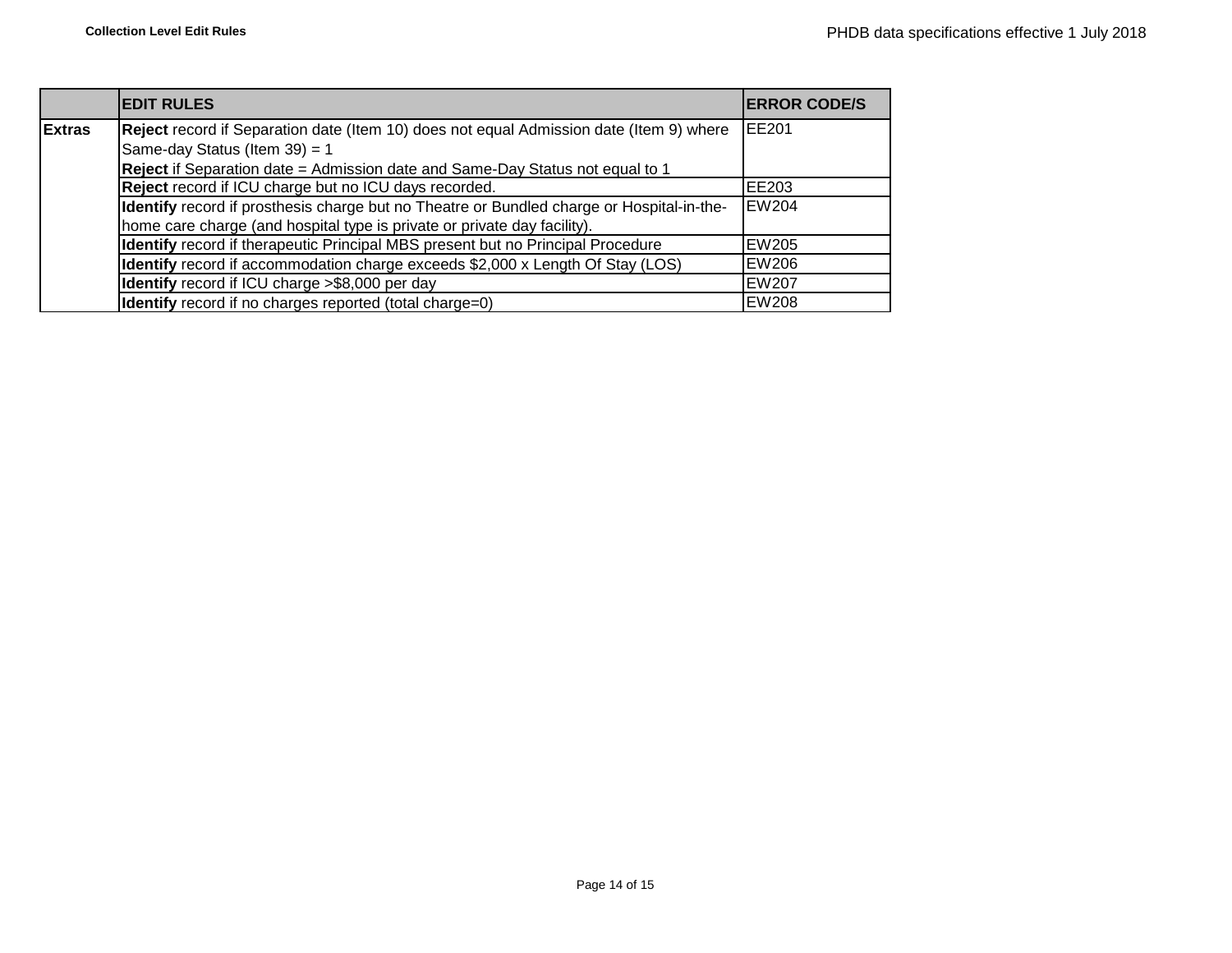| | **EDIT RULES** | **ERROR CODE/S** |
|---|---|---|
| **Extras** | **Reject** record if Separation date (Item 10) does not equal Admission date (Item 9) where Same-day Status (Item 39) = 1 **Reject** if Separation date = Admission date and Same-Day Status not equal to 1 | EE201 |
| | **Reject** record if ICU charge but no ICU days recorded. | EE203 |
| | **Identify** record if prosthesis charge but no Theatre or Bundled charge or Hospital-in-the-home care charge (and hospital type is private or private day facility). | EW204 |
| | **Identify** record if therapeutic Principal MBS present but no Principal Procedure | EW205 |
| | **Identify** record if accommodation charge exceeds $2,000 x Length Of Stay (LOS) | EW206 |
| | **Identify** record if ICU charge >$8,000 per day | EW207 |
| | **Identify** record if no charges reported (total charge=0) | EW208 |